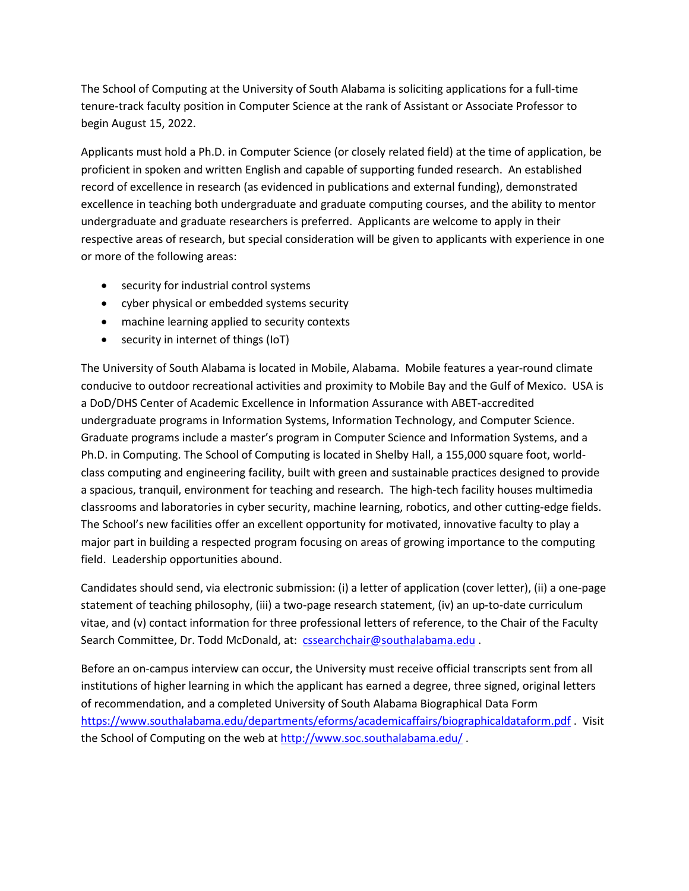The School of Computing at the University of South Alabama is soliciting applications for a full-time tenure-track faculty position in Computer Science at the rank of Assistant or Associate Professor to begin August 15, 2022.

Applicants must hold a Ph.D. in Computer Science (or closely related field) at the time of application, be proficient in spoken and written English and capable of supporting funded research. An established record of excellence in research (as evidenced in publications and external funding), demonstrated excellence in teaching both undergraduate and graduate computing courses, and the ability to mentor undergraduate and graduate researchers is preferred. Applicants are welcome to apply in their respective areas of research, but special consideration will be given to applicants with experience in one or more of the following areas:

- security for industrial control systems
- cyber physical or embedded systems security
- machine learning applied to security contexts
- security in internet of things (IoT)

The University of South Alabama is located in Mobile, Alabama. Mobile features a year-round climate conducive to outdoor recreational activities and proximity to Mobile Bay and the Gulf of Mexico. USA is a DoD/DHS Center of Academic Excellence in Information Assurance with ABET-accredited undergraduate programs in Information Systems, Information Technology, and Computer Science. Graduate programs include a master's program in Computer Science and Information Systems, and a Ph.D. in Computing. The School of Computing is located in Shelby Hall, a 155,000 square foot, world-class computing and engineering facility, built with green and sustainable practices designed to provide a spacious, tranquil, environment for teaching and research. The high-tech facility houses multimedia classrooms and laboratories in cyber security, machine learning, robotics, and other cutting-edge fields. The School's new facilities offer an excellent opportunity for motivated, innovative faculty to play a major part in building a respected program focusing on areas of growing importance to the computing field. Leadership opportunities abound.

Candidates should send, via electronic submission: (i) a letter of application (cover letter), (ii) a one-page statement of teaching philosophy, (iii) a two-page research statement, (iv) an up-to-date curriculum vitae, and (v) contact information for three professional letters of reference, to the Chair of the Faculty Search Committee, Dr. Todd McDonald, at: cssearchchair@southalabama.edu .

Before an on-campus interview can occur, the University must receive official transcripts sent from all institutions of higher learning in which the applicant has earned a degree, three signed, original letters of recommendation, and a completed University of South Alabama Biographical Data Form https://www.southalabama.edu/departments/eforms/academicaffairs/biographicaldataform.pdf . Visit the School of Computing on the web at http://www.soc.southalabama.edu/ .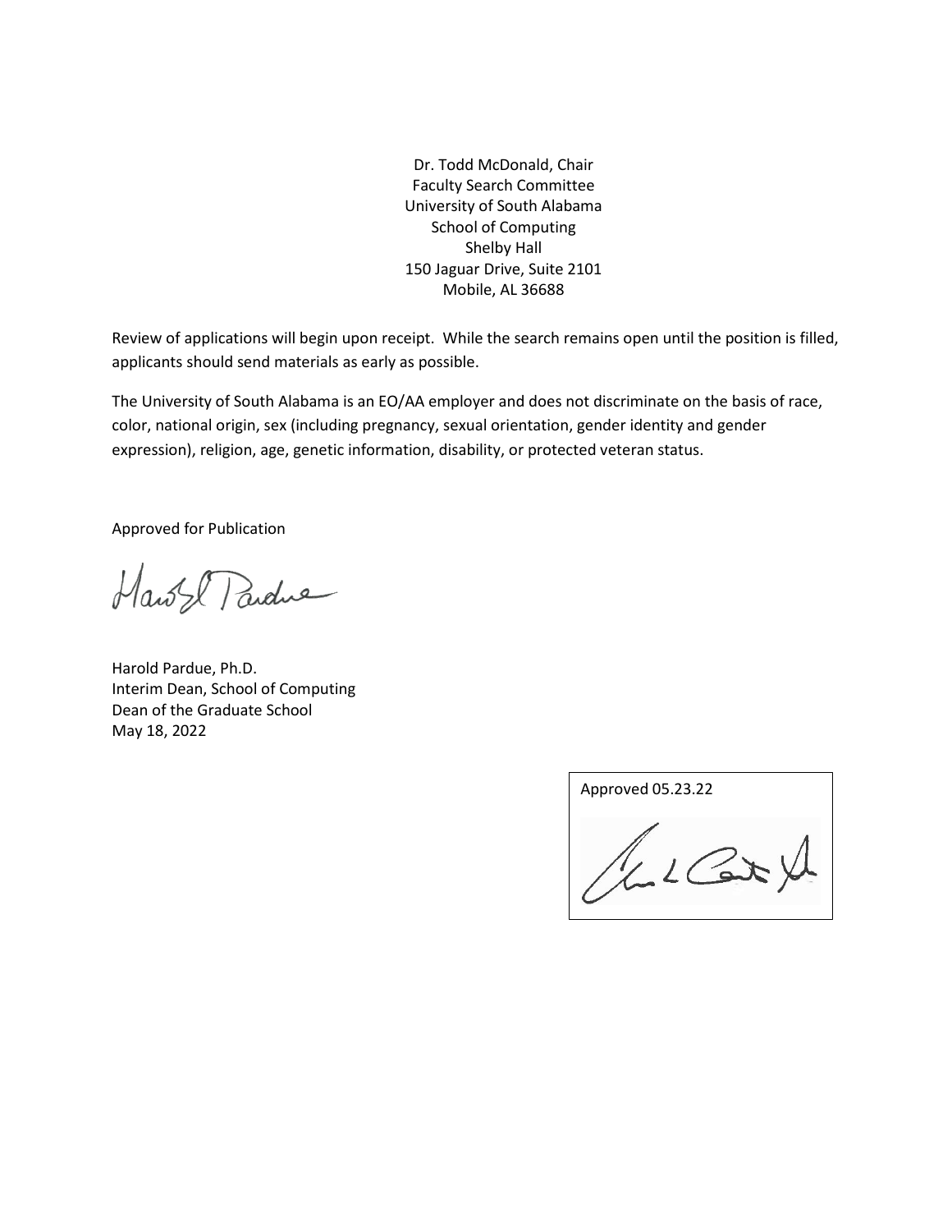Dr. Todd McDonald, Chair  
Faculty Search Committee  
University of South Alabama  
School of Computing  
Shelby Hall  
150 Jaguar Drive, Suite 2101  
Mobile, AL 36688

Review of applications will begin upon receipt. While the search remains open until the position is filled, applicants should send materials as early as possible.

The University of South Alabama is an EO/AA employer and does not discriminate on the basis of race, color, national origin, sex (including pregnancy, sexual orientation, gender identity and gender expression), religion, age, genetic information, disability, or protected veteran status.

Approved for Publication

Harold Pardue, Ph.D.  
Interim Dean, School of Computing  
Dean of the Graduate School  
May 18, 2022

Approved 05.23.22